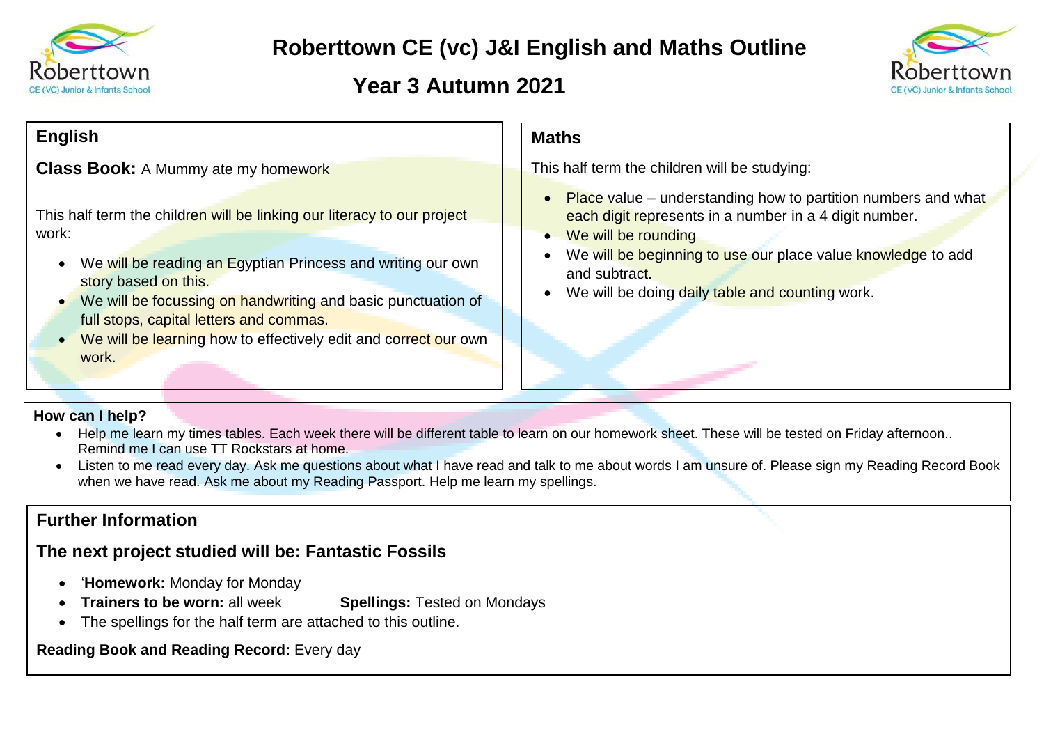# Roberttown CE (vc) J&I English and Maths Outline

## Year 3 Autumn 2021

## English

**Class Book:** A Mummy ate my homework

This half term the children will be linking our literacy to our project work:

- We will be reading an Egyptian Princess and writing our own story based on this.
- We will be focussing on handwriting and basic punctuation of full stops, capital letters and commas.
- We will be learning how to effectively edit and correct our own work.

## Maths

This half term the children will be studying:

- Place value – understanding how to partition numbers and what each digit represents in a number in a 4 digit number.
- We will be rounding
- We will be beginning to use our place value knowledge to add and subtract.
- We will be doing daily table and counting work.

**How can I help?**

- Help me learn my times tables. Each week there will be different table to learn on our homework sheet. These will be tested on Friday afternoon.. Remind me I can use TT Rockstars at home.
- Listen to me read every day. Ask me questions about what I have read and talk to me about words I am unsure of. Please sign my Reading Record Book when we have read. Ask me about my Reading Passport. Help me learn my spellings.

## Further Information

### The next project studied will be: Fantastic Fossils

- '**Homework:** Monday for Monday
- **Trainers to be worn:** all week **Spellings:** Tested on Mondays
- The spellings for the half term are attached to this outline.

**Reading Book and Reading Record:** Every day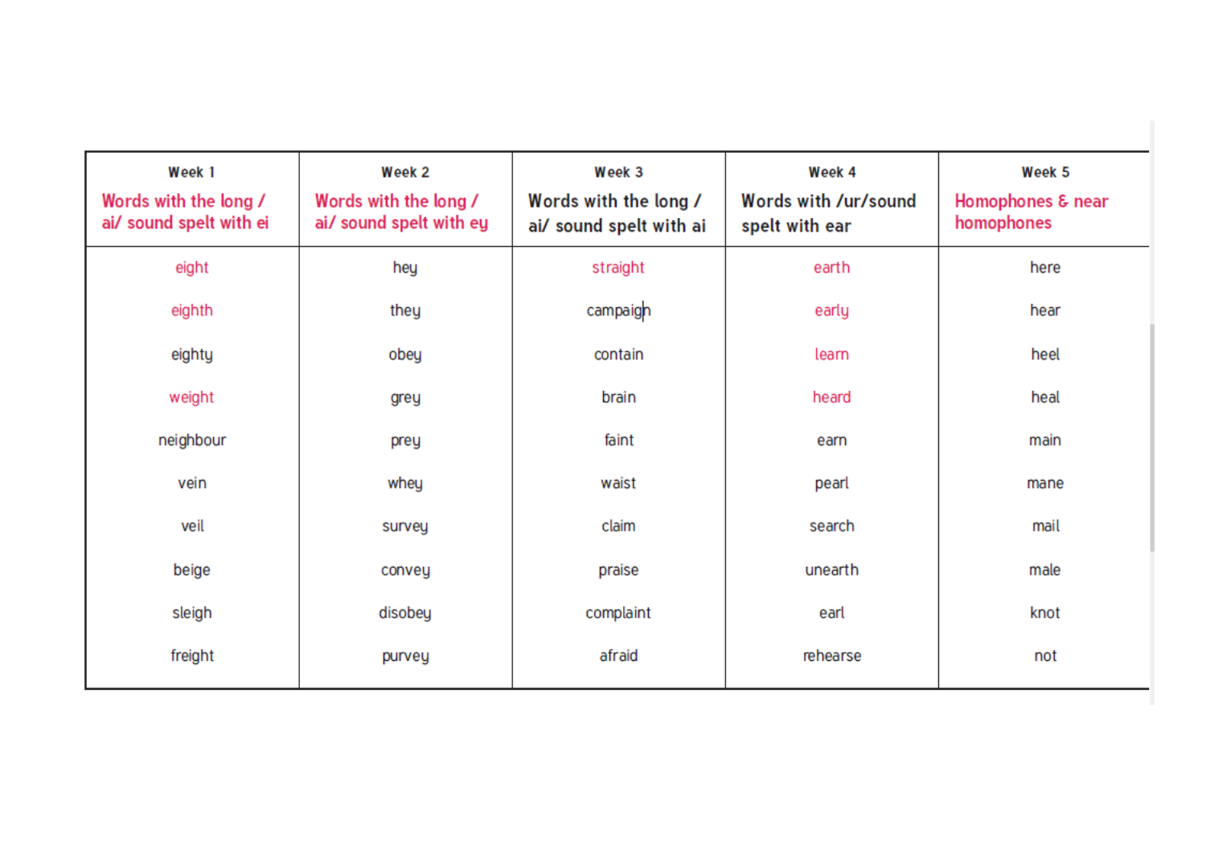| Week 1<br>Words with the long /ai/ sound spelt with ei | Week 2<br>Words with the long /ai/ sound spelt with ey | Week 3<br>Words with the long /ai/ sound spelt with ai | Week 4<br>Words with /ur/sound spelt with ear | Week 5<br>Homophones & near homophones |
|---|---|---|---|---|
| eight | hey | straight | earth | here |
| eighth | they | campaign | early | hear |
| eighty | obey | contain | learn | heel |
| weight | grey | brain | heard | heal |
| neighbour | prey | faint | earn | main |
| vein | whey | waist | pearl | mane |
| veil | survey | claim | search | mail |
| beige | convey | praise | unearth | male |
| sleigh | disobey | complaint | earl | knot |
| freight | purvey | afraid | rehearse | not |